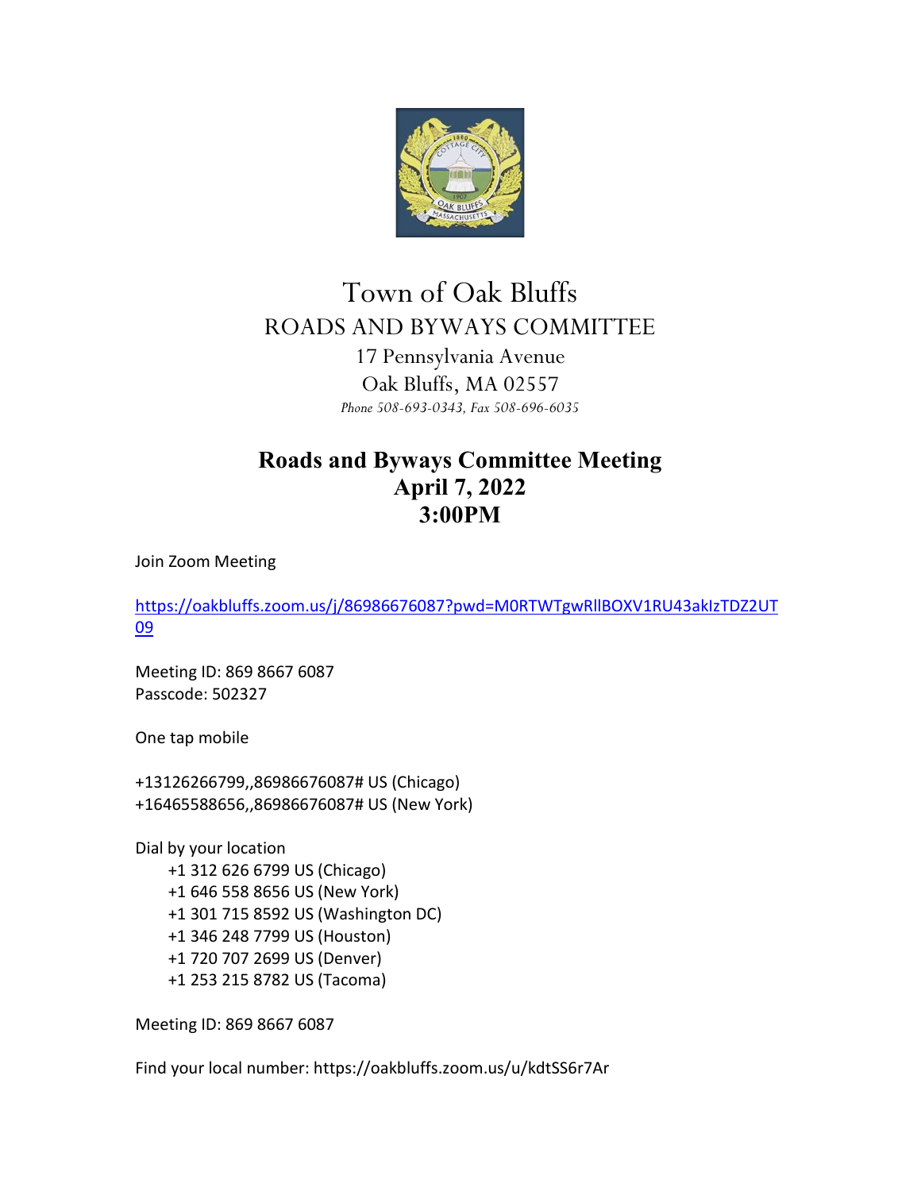# Town of Oak Bluffs

## ROADS AND BYWAYS COMMITTEE

17 Pennsylvania Avenue
Oak Bluffs, MA 02557
*Phone 508-693-0343, Fax 508-696-6035*

## Roads and Byways Committee Meeting
## April 7, 2022
## 3:00PM

Join Zoom Meeting

https://oakbluffs.zoom.us/j/86986676087?pwd=M0RTWTgwRllBOXV1RU43akIzTDZ2UT09

Meeting ID: 869 8667 6087
Passcode: 502327

One tap mobile

+13126266799,,86986676087# US (Chicago)
+16465588656,,86986676087# US (New York)

Dial by your location
- +1 312 626 6799 US (Chicago)
- +1 646 558 8656 US (New York)
- +1 301 715 8592 US (Washington DC)
- +1 346 248 7799 US (Houston)
- +1 720 707 2699 US (Denver)
- +1 253 215 8782 US (Tacoma)

Meeting ID: 869 8667 6087

Find your local number: https://oakbluffs.zoom.us/u/kdtSS6r7Ar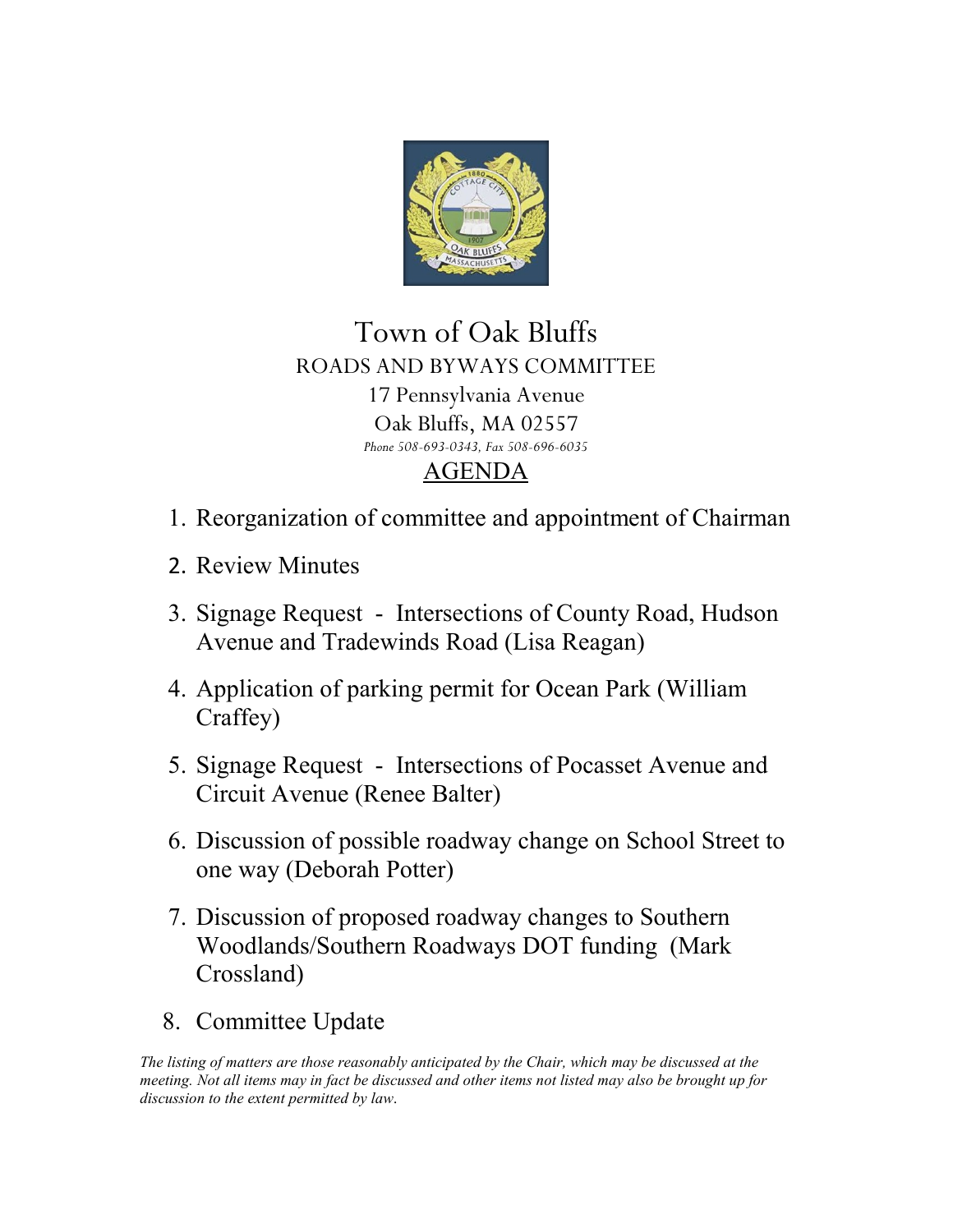# Town of Oak Bluffs

ROADS AND BYWAYS COMMITTEE

17 Pennsylvania Avenue

Oak Bluffs, MA 02557

*Phone 508-693-0343, Fax 508-696-6035*

## AGENDA

1. Reorganization of committee and appointment of Chairman
2. Review Minutes
3. Signage Request - Intersections of County Road, Hudson Avenue and Tradewinds Road (Lisa Reagan)
4. Application of parking permit for Ocean Park (William Craffey)
5. Signage Request - Intersections of Pocasset Avenue and Circuit Avenue (Renee Balter)
6. Discussion of possible roadway change on School Street to one way (Deborah Potter)
7. Discussion of proposed roadway changes to Southern Woodlands/Southern Roadways DOT funding (Mark Crossland)
8. Committee Update

*The listing of matters are those reasonably anticipated by the Chair, which may be discussed at the meeting. Not all items may in fact be discussed and other items not listed may also be brought up for discussion to the extent permitted by law.*